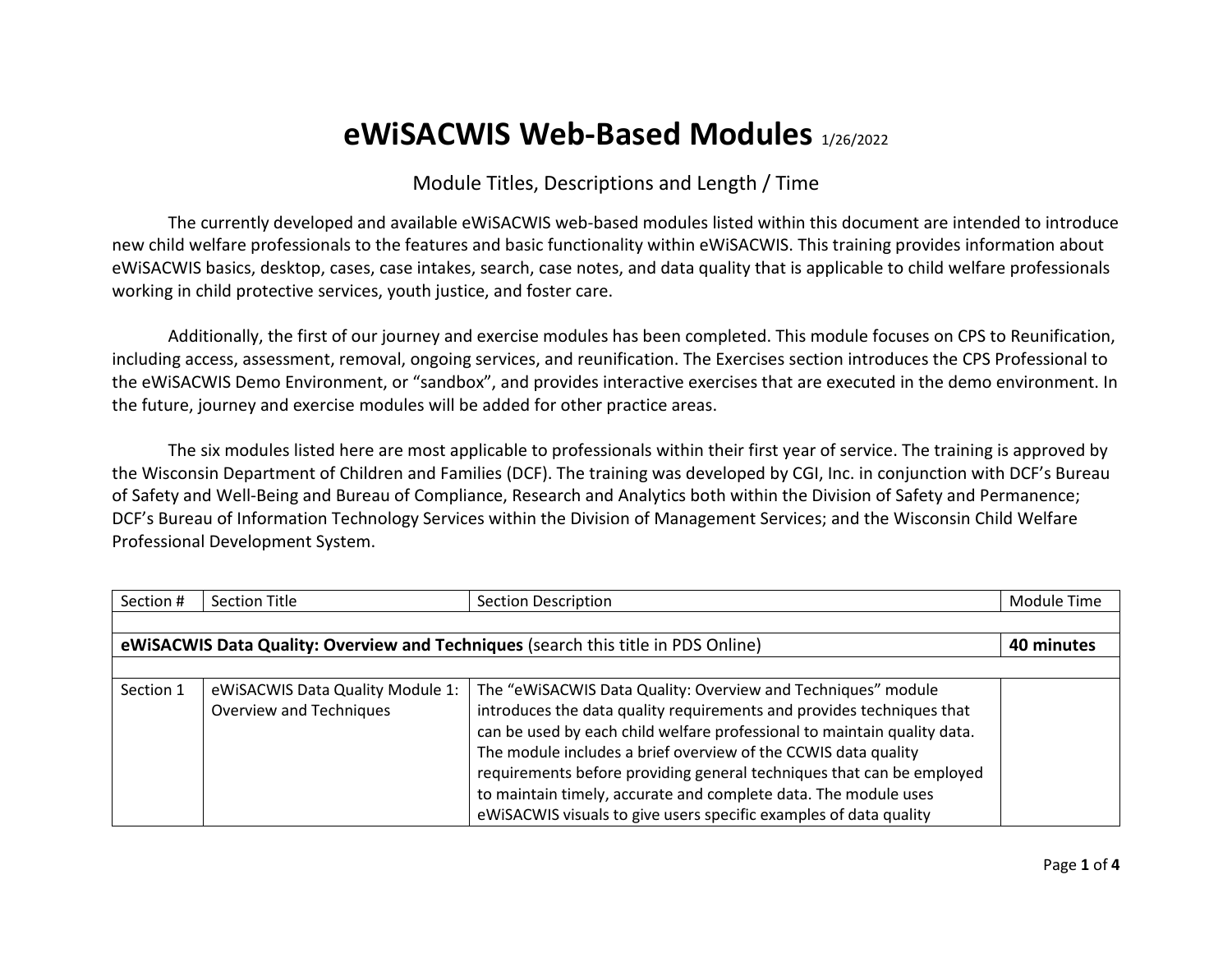# eWiSACWIS Web-Based Modules 1/26/2022

Module Titles, Descriptions and Length / Time

The currently developed and available eWiSACWIS web-based modules listed within this document are intended to introduce new child welfare professionals to the features and basic functionality within eWiSACWIS. This training provides information about eWiSACWIS basics, desktop, cases, case intakes, search, case notes, and data quality that is applicable to child welfare professionals working in child protective services, youth justice, and foster care.

Additionally, the first of our journey and exercise modules has been completed. This module focuses on CPS to Reunification, including access, assessment, removal, ongoing services, and reunification. The Exercises section introduces the CPS Professional to the eWiSACWIS Demo Environment, or "sandbox", and provides interactive exercises that are executed in the demo environment. In the future, journey and exercise modules will be added for other practice areas.

The six modules listed here are most applicable to professionals within their first year of service. The training is approved by the Wisconsin Department of Children and Families (DCF). The training was developed by CGI, Inc. in conjunction with DCF's Bureau of Safety and Well-Being and Bureau of Compliance, Research and Analytics both within the Division of Safety and Permanence; DCF's Bureau of Information Technology Services within the Division of Management Services; and the Wisconsin Child Welfare Professional Development System.

| Section # | Section Title | Section Description | Module Time |
|---|---|---|---|
| | | | |
| **eWiSACWIS Data Quality: Overview and Techniques** (search this title in PDS Online) | | | **40 minutes** |
| | | | |
| Section 1 | eWiSACWIS Data Quality Module 1: Overview and Techniques | The "eWiSACWIS Data Quality: Overview and Techniques" module introduces the data quality requirements and provides techniques that can be used by each child welfare professional to maintain quality data. The module includes a brief overview of the CCWIS data quality requirements before providing general techniques that can be employed to maintain timely, accurate and complete data. The module uses eWiSACWIS visuals to give users specific examples of data quality | |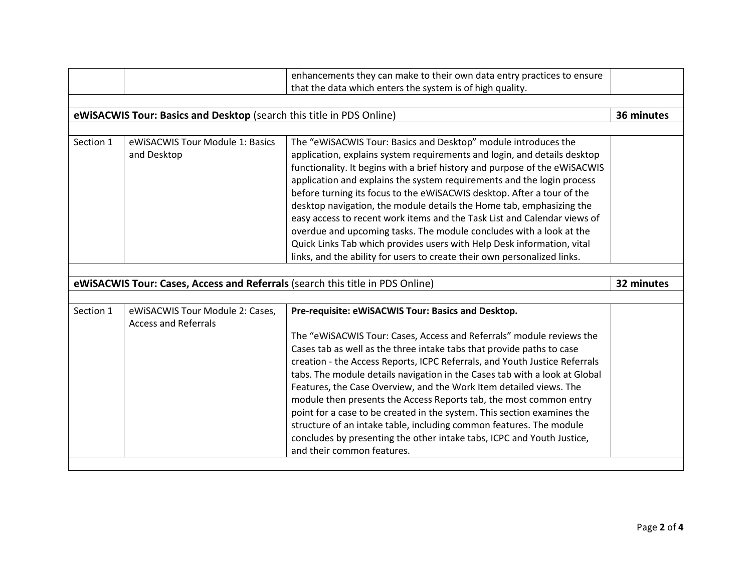| | | | |
|---|---|---|---|
| | | enhancements they can make to their own data entry practices to ensure that the data which enters the system is of high quality. | |
| | | | |
| **eWiSACWIS Tour: Basics and Desktop** (search this title in PDS Online) | | | **36 minutes** |
| | | | |
| Section 1 | eWiSACWIS Tour Module 1: Basics and Desktop | The "eWiSACWIS Tour: Basics and Desktop" module introduces the application, explains system requirements and login, and details desktop functionality. It begins with a brief history and purpose of the eWiSACWIS application and explains the system requirements and the login process before turning its focus to the eWiSACWIS desktop. After a tour of the desktop navigation, the module details the Home tab, emphasizing the easy access to recent work items and the Task List and Calendar views of overdue and upcoming tasks. The module concludes with a look at the Quick Links Tab which provides users with Help Desk information, vital links, and the ability for users to create their own personalized links. | |
| | | | |
| **eWiSACWIS Tour: Cases, Access and Referrals** (search this title in PDS Online) | | | **32 minutes** |
| | | | |
| Section 1 | eWiSACWIS Tour Module 2: Cases, Access and Referrals | **Pre-requisite: eWiSACWIS Tour: Basics and Desktop.**<br><br>The "eWiSACWIS Tour: Cases, Access and Referrals" module reviews the Cases tab as well as the three intake tabs that provide paths to case creation - the Access Reports, ICPC Referrals, and Youth Justice Referrals tabs. The module details navigation in the Cases tab with a look at Global Features, the Case Overview, and the Work Item detailed views. The module then presents the Access Reports tab, the most common entry point for a case to be created in the system. This section examines the structure of an intake table, including common features. The module concludes by presenting the other intake tabs, ICPC and Youth Justice, and their common features. | |
| | | | |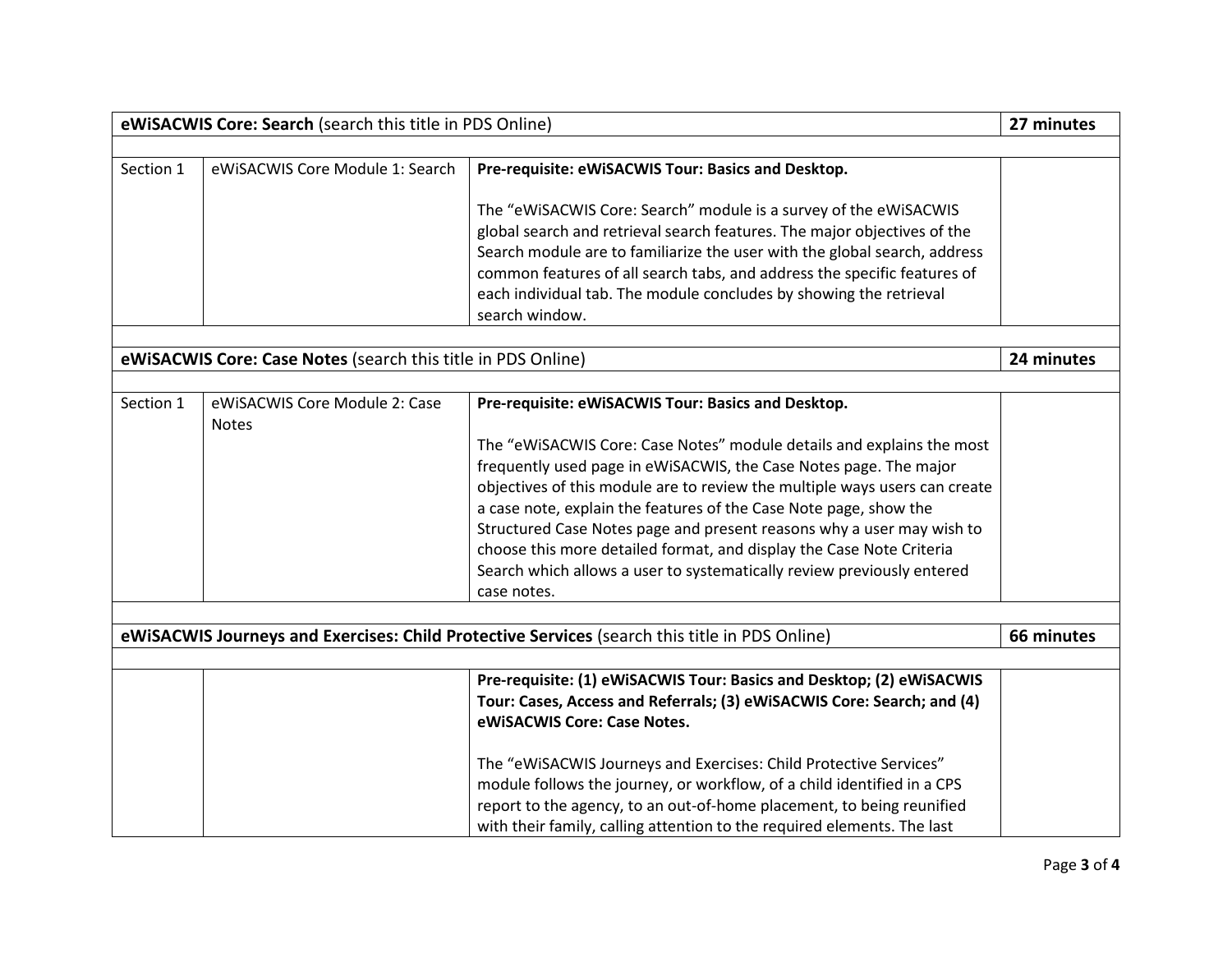| **eWiSACWIS Core: Search** (search this title in PDS Online) | | | **27 minutes** |
|---|---|---|---|
| | | | |
| Section 1 | eWiSACWIS Core Module 1: Search | **Pre-requisite: eWiSACWIS Tour: Basics and Desktop.**<br><br>The "eWiSACWIS Core: Search" module is a survey of the eWiSACWIS global search and retrieval search features. The major objectives of the Search module are to familiarize the user with the global search, address common features of all search tabs, and address the specific features of each individual tab. The module concludes by showing the retrieval search window. | |
| | | | |
| **eWiSACWIS Core: Case Notes** (search this title in PDS Online) | | | **24 minutes** |
| | | | |
| Section 1 | eWiSACWIS Core Module 2: Case Notes | **Pre-requisite: eWiSACWIS Tour: Basics and Desktop.**<br><br>The "eWiSACWIS Core: Case Notes" module details and explains the most frequently used page in eWiSACWIS, the Case Notes page. The major objectives of this module are to review the multiple ways users can create a case note, explain the features of the Case Note page, show the Structured Case Notes page and present reasons why a user may wish to choose this more detailed format, and display the Case Note Criteria Search which allows a user to systematically review previously entered case notes. | |
| | | | |
| **eWiSACWIS Journeys and Exercises: Child Protective Services** (search this title in PDS Online) | | | **66 minutes** |
| | | | |
| | | **Pre-requisite: (1) eWiSACWIS Tour: Basics and Desktop; (2) eWiSACWIS Tour: Cases, Access and Referrals; (3) eWiSACWIS Core: Search; and (4) eWiSACWIS Core: Case Notes.**<br><br>The "eWiSACWIS Journeys and Exercises: Child Protective Services" module follows the journey, or workflow, of a child identified in a CPS report to the agency, to an out-of-home placement, to being reunified with their family, calling attention to the required elements. The last | |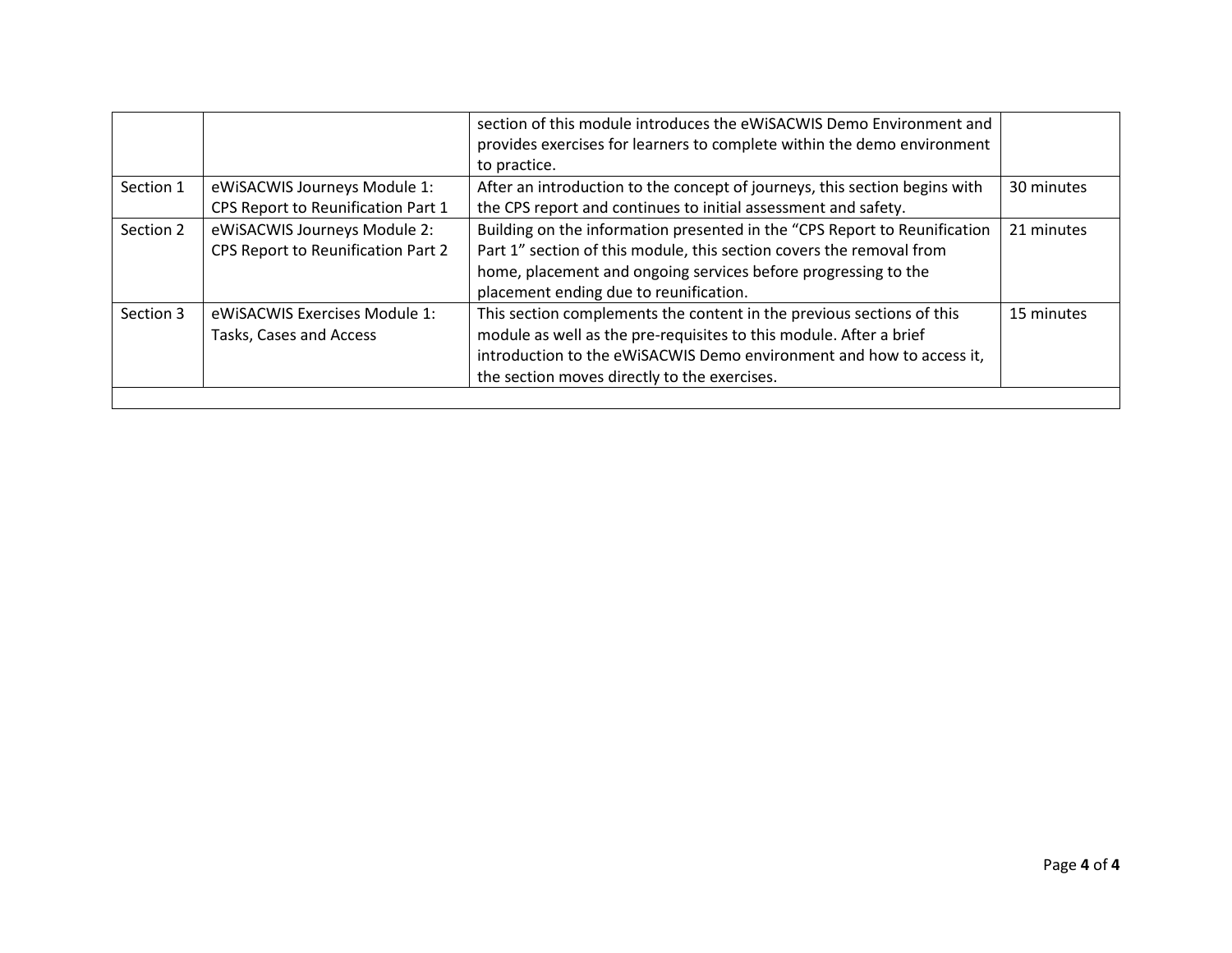| | | | |
|---|---|---|---|
| | | section of this module introduces the eWiSACWIS Demo Environment and provides exercises for learners to complete within the demo environment to practice. | |
| Section 1 | eWiSACWIS Journeys Module 1: CPS Report to Reunification Part 1 | After an introduction to the concept of journeys, this section begins with the CPS report and continues to initial assessment and safety. | 30 minutes |
| Section 2 | eWiSACWIS Journeys Module 2: CPS Report to Reunification Part 2 | Building on the information presented in the "CPS Report to Reunification Part 1" section of this module, this section covers the removal from home, placement and ongoing services before progressing to the placement ending due to reunification. | 21 minutes |
| Section 3 | eWiSACWIS Exercises Module 1: Tasks, Cases and Access | This section complements the content in the previous sections of this module as well as the pre-requisites to this module. After a brief introduction to the eWiSACWIS Demo environment and how to access it, the section moves directly to the exercises. | 15 minutes |
| | | | |